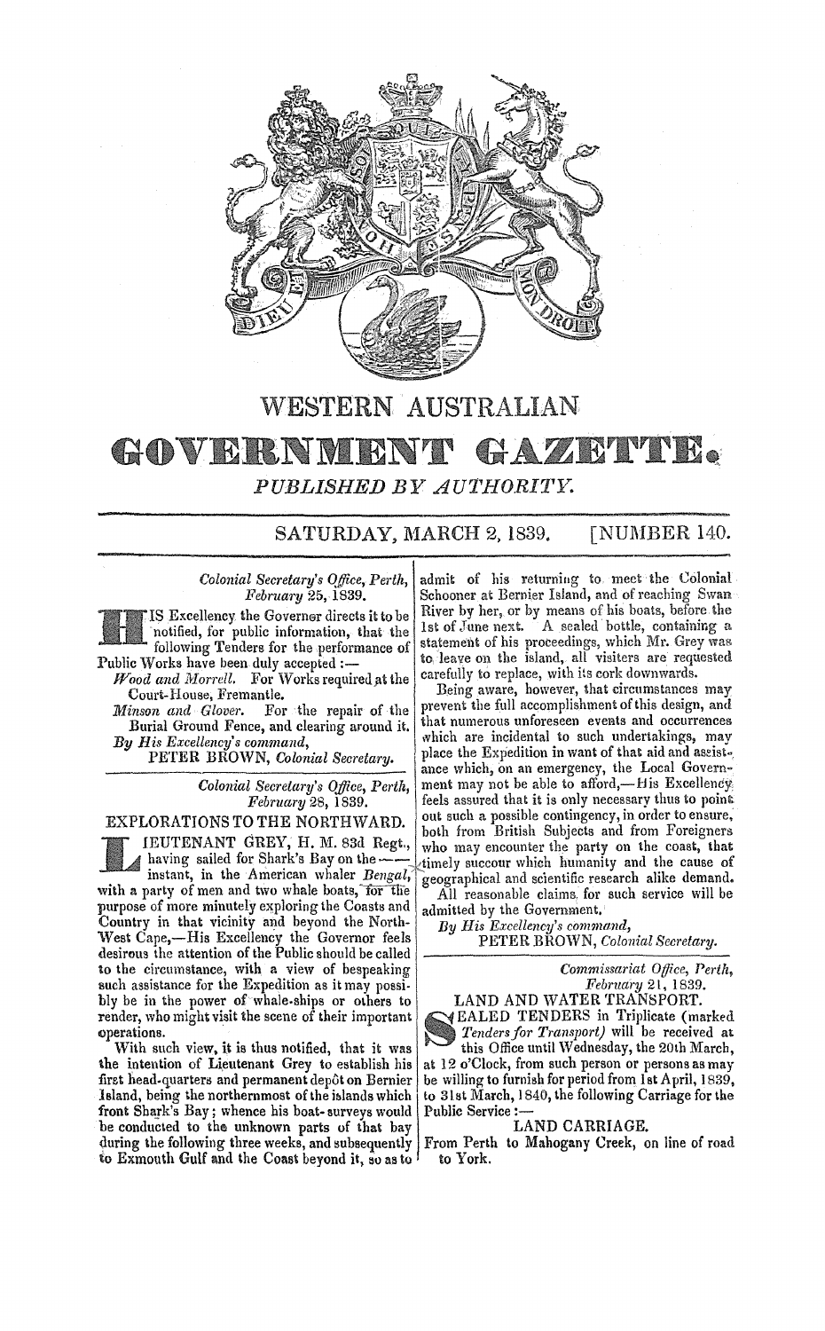# WESTERN AUSTRALIAN

# GOVERNMENT GAZETTE.

*PUBLISHED BY AUTHORITY.*

SATURDAY, MARCH 2, 1839. [NUMBER 140.

*Colonial Secretary's Office, Perth,*
*February* 25, 1839.

HIS Excellency the Governor directs it to be notified, for public information, that the following Tenders for the performance of Public Works have been duly accepted :—

*Wood and Morrell.* For Works required at the Court-House, Fremantle.

*Minson and Glover.* For the repair of the Burial Ground Fence, and clearing around it.

*By His Excellency's command,*
PETER BROWN, *Colonial Secretary.*

---

*Colonial Secretary's Office, Perth,*
*February* 28, 1839.

## EXPLORATIONS TO THE NORTHWARD.

LIEUTENANT GREY, H. M. 83d Regt., having sailed for Shark's Bay on the —— instant, in the American whaler *Bengal,* with a party of men and two whale boats, for the purpose of more minutely exploring the Coasts and Country in that vicinity and beyond the North-West Cape,—His Excellency the Governor feels desirous the attention of the Public should be called to the circumstance, with a view of bespeaking such assistance for the Expedition as it may possibly be in the power of whale-ships or others to render, who might visit the scene of their important operations.

With such view, it is thus notified, that it was the intention of Lieutenant Grey to establish his first head-quarters and permanent depôt on Bernier Island, being the northernmost of the islands which front Shark's Bay; whence his boat-surveys would be conducted to the unknown parts of that bay during the following three weeks, and subsequently to Exmouth Gulf and the Coast beyond it, so as to admit of his returning to meet the Colonial Schooner at Bernier Island, and of reaching Swan River by her, or by means of his boats, before the 1st of June next. A sealed bottle, containing a statement of his proceedings, which Mr. Grey was to leave on the island, all visiters are requested carefully to replace, with its cork downwards.

Being aware, however, that circumstances may prevent the full accomplishment of this design, and that numerous unforeseen events and occurrences which are incidental to such undertakings, may place the Expedition in want of that aid and assistance which, on an emergency, the Local Government may not be able to afford,—His Excellency feels assured that it is only necessary thus to point out such a possible contingency, in order to ensure, both from British Subjects and from Foreigners who may encounter the party on the coast, that timely succour which humanity and the cause of geographical and scientific research alike demand.

All reasonable claims for such service will be admitted by the Government.

*By His Excellency's command,*
PETER BROWN, *Colonial Secretary.*

---

*Commissariat Office, Perth,*
*February* 21, 1839.

## LAND AND WATER TRANSPORT.

SEALED TENDERS in Triplicate (marked *Tenders for Transport*) will be received at this Office until Wednesday, the 20th March, at 12 o'Clock, from such person or persons as may be willing to furnish for period from 1st April, 1839, to 31st March, 1840, the following Carriage for the Public Service :—

### LAND CARRIAGE.

From Perth to Mahogany Creek, on line of road to York.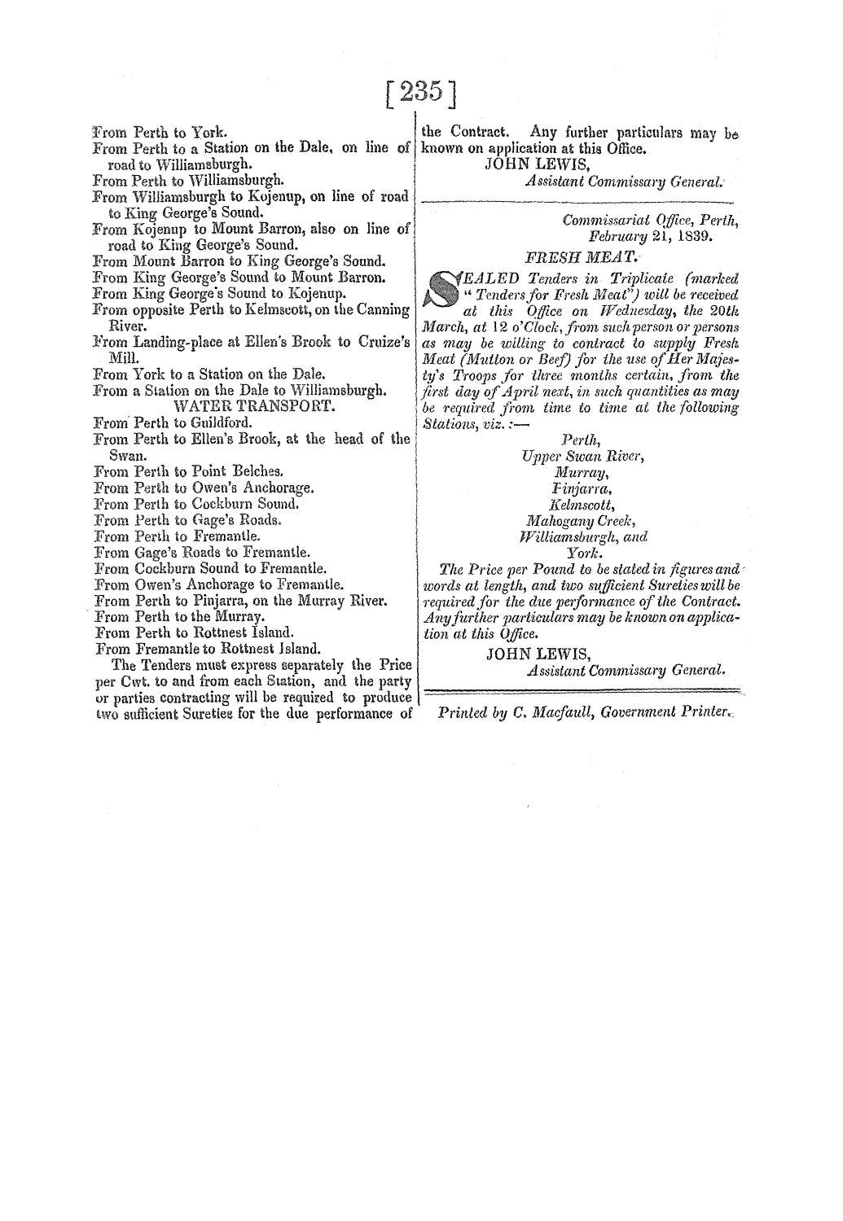From Perth to York.
From Perth to a Station on the Dale, on line of road to Williamsburgh.
From Perth to Williamsburgh.
From Williamsburgh to Kojenup, on line of road to King George's Sound.
From Kojenup to Mount Barron, also on line of road to King George's Sound.
From Mount Barron to King George's Sound.
From King George's Sound to Mount Barron.
From King George's Sound to Kojenup.
From opposite Perth to Kelmscott, on the Canning River.
From Landing-place at Ellen's Brook to Cruize's Mill.
From York to a Station on the Dale.
From a Station on the Dale to Williamsburgh.

WATER TRANSPORT.

From Perth to Guildford.
From Perth to Ellen's Brook, at the head of the Swan.
From Perth to Point Belches.
From Perth to Owen's Anchorage.
From Perth to Cockburn Sound.
From Perth to Gage's Roads.
From Perth to Fremantle.
From Gage's Roads to Fremantle.
From Cockburn Sound to Fremantle.
From Owen's Anchorage to Fremantle.
From Perth to Pinjarra, on the Murray River.
From Perth to the Murray.
From Perth to Rottnest Island.
From Fremantle to Rottnest Island.

The Tenders must express separately the Price per Cwt. to and from each Station, and the party or parties contracting will be required to produce two sufficient Sureties for the due performance of the Contract. Any further particulars may be known on application at this Office.

JOHN LEWIS,
*Assistant Commissary General.*

---

*Commissariat Office, Perth,*
*February 21, 1839.*

## *FRESH MEAT.*

*SEALED Tenders in Triplicate (marked "Tenders for Fresh Meat") will be received at this Office on Wednesday, the 20th March, at 12 o'Clock, from such person or persons as may be willing to contract to supply Fresh Meat (Mutton or Beef) for the use of Her Majesty's Troops for three months certain, from the first day of April next, in such quantities as may be required from time to time at the following Stations, viz.:—*

*Perth,*
*Upper Swan River,*
*Murray,*
*Pinjarra,*
*Kelmscott,*
*Mahogany Creek,*
*Williamsburgh, and*
*York.*

*The Price per Pound to be stated in figures and words at length, and two sufficient Sureties will be required for the due performance of the Contract. Any further particulars may be known on application at this Office.*

JOHN LEWIS,
*Assistant Commissary General.*

---

*Printed by C. Macfaull, Government Printer.*